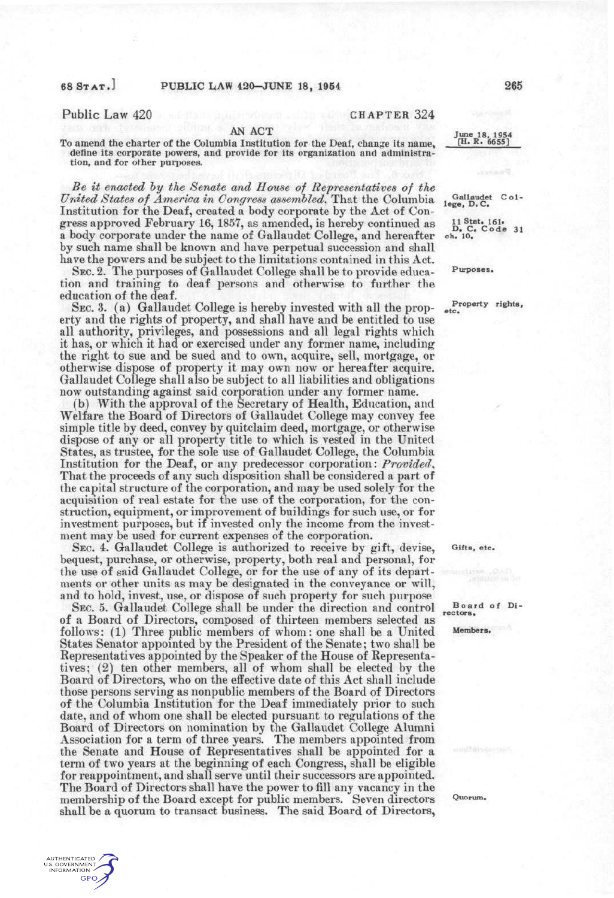Public Law 420

CHAPTER 324

AN ACT

To amend the charter of the Columbia Institution for the Deaf, change its name, define its corporate powers, and provide for its organization and administration, and for other purposes.

June 18, 1954
[H. R. 6655]

*Be it enacted by the Senate and House of Representatives of the United States of America in Congress assembled*, That the Columbia Institution for the Deaf, created a body corporate by the Act of Congress approved February 16, 1857, as amended, is hereby continued as a body corporate under the name of Gallaudet College, and hereafter by such name shall be known and have perpetual succession and shall have the powers and be subject to the limitations contained in this Act.

Gallaudet College, D. C.
11 Stat. 161.
D. C. Code 31 ch. 10.

SEC. 2. The purposes of Gallaudet College shall be to provide education and training to deaf persons and otherwise to further the education of the deaf.

Purposes.

SEC. 3. (a) Gallaudet College is hereby invested with all the property and the rights of property, and shall have and be entitled to use all authority, privileges, and possessions and all legal rights which it has, or which it had or exercised under any former name, including the right to sue and be sued and to own, acquire, sell, mortgage, or otherwise dispose of property it may own now or hereafter acquire. Gallaudet College shall also be subject to all liabilities and obligations now outstanding against said corporation under any former name.

Property rights, etc.

(b) With the approval of the Secretary of Health, Education, and Welfare the Board of Directors of Gallaudet College may convey fee simple title by deed, convey by quitclaim deed, mortgage, or otherwise dispose of any or all property title to which is vested in the United States, as trustee, for the sole use of Gallaudet College, the Columbia Institution for the Deaf, or any predecessor corporation: *Provided*, That the proceeds of any such disposition shall be considered a part of the capital structure of the corporation, and may be used solely for the acquisition of real estate for the use of the corporation, for the construction, equipment, or improvement of buildings for such use, or for investment purposes, but if invested only the income from the investment may be used for current expenses of the corporation.

SEC. 4. Gallaudet College is authorized to receive by gift, devise, bequest, purchase, or otherwise, property, both real and personal, for the use of said Gallaudet College, or for the use of any of its departments or other units as may be designated in the conveyance or will, and to hold, invest, use, or dispose of such property for such purpose

Gifts, etc.

SEC. 5. Gallaudet College shall be under the direction and control of a Board of Directors, composed of thirteen members selected as follows: (1) Three public members of whom: one shall be a United States Senator appointed by the President of the Senate; two shall be Representatives appointed by the Speaker of the House of Representatives; (2) ten other members, all of whom shall be elected by the Board of Directors, who on the effective date of this Act shall include those persons serving as nonpublic members of the Board of Directors of the Columbia Institution for the Deaf immediately prior to such date, and of whom one shall be elected pursuant to regulations of the Board of Directors on nomination by the Gallaudet College Alumni Association for a term of three years. The members appointed from the Senate and House of Representatives shall be appointed for a term of two years at the beginning of each Congress, shall be eligible for reappointment, and shall serve until their successors are appointed. The Board of Directors shall have the power to fill any vacancy in the membership of the Board except for public members. Seven directors shall be a quorum to transact business. The said Board of Directors,

Board of Directors.
Members.

Quorum.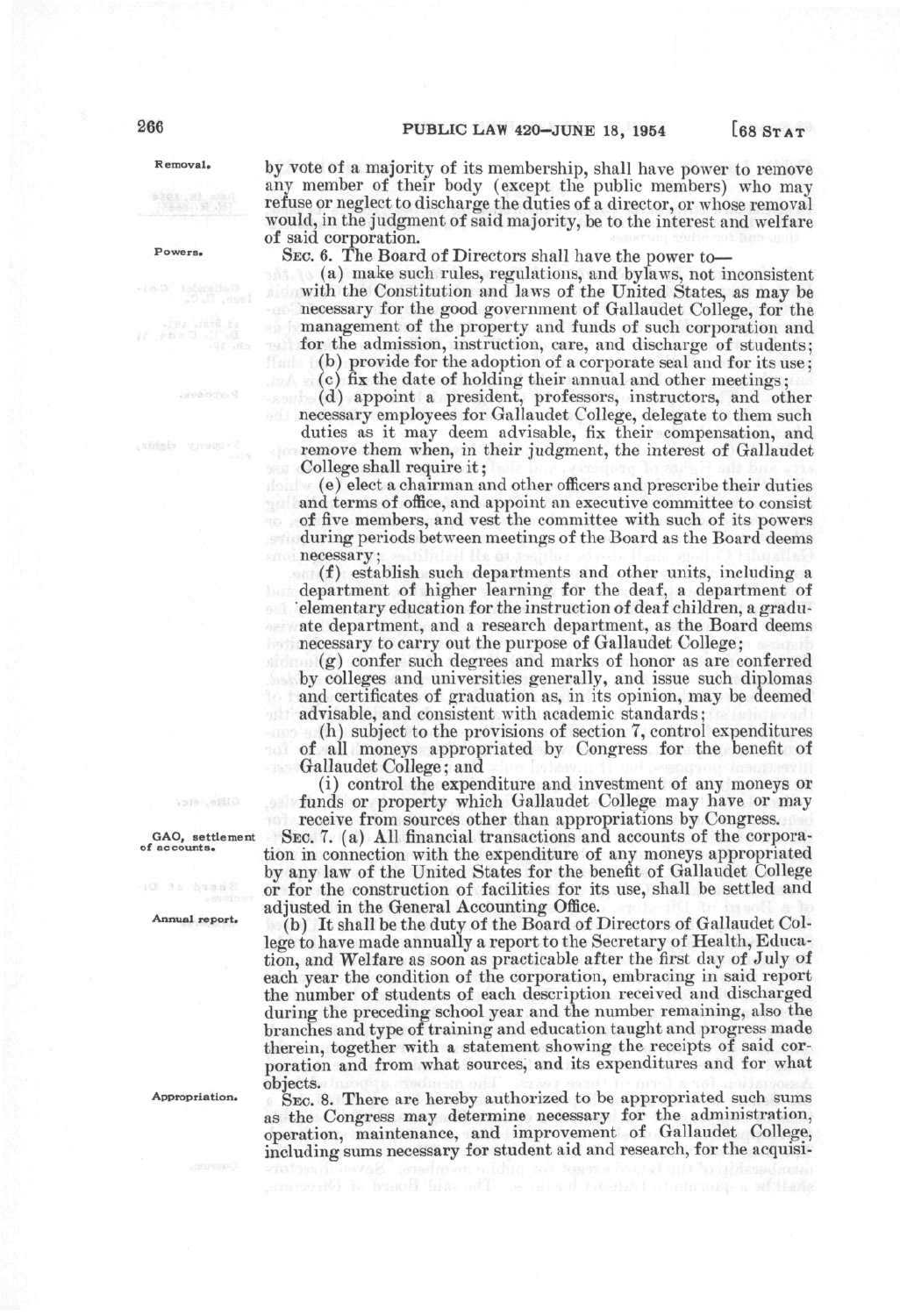Removal.

by vote of a majority of its membership, shall have power to remove any member of their body (except the public members) who may refuse or neglect to discharge the duties of a director, or whose removal would, in the judgment of said majority, be to the interest and welfare of said corporation.

Powers.

SEC. 6. The Board of Directors shall have the power to—

(a) make such rules, regulations, and bylaws, not inconsistent with the Constitution and laws of the United States, as may be necessary for the good government of Gallaudet College, for the management of the property and funds of such corporation and for the admission, instruction, care, and discharge of students;

(b) provide for the adoption of a corporate seal and for its use;

(c) fix the date of holding their annual and other meetings;

(d) appoint a president, professors, instructors, and other necessary employees for Gallaudet College, delegate to them such duties as it may deem advisable, fix their compensation, and remove them when, in their judgment, the interest of Gallaudet College shall require it;

(e) elect a chairman and other officers and prescribe their duties and terms of office, and appoint an executive committee to consist of five members, and vest the committee with such of its powers during periods between meetings of the Board as the Board deems necessary;

(f) establish such departments and other units, including a department of higher learning for the deaf, a department of elementary education for the instruction of deaf children, a graduate department, and a research department, as the Board deems necessary to carry out the purpose of Gallaudet College;

(g) confer such degrees and marks of honor as are conferred by colleges and universities generally, and issue such diplomas and certificates of graduation as, in its opinion, may be deemed advisable, and consistent with academic standards;

(h) subject to the provisions of section 7, control expenditures of all moneys appropriated by Congress for the benefit of Gallaudet College; and

(i) control the expenditure and investment of any moneys or funds or property which Gallaudet College may have or may receive from sources other than appropriations by Congress.

GAO, settlement of accounts.

SEC. 7. (a) All financial transactions and accounts of the corporation in connection with the expenditure of any moneys appropriated by any law of the United States for the benefit of Gallaudet College or for the construction of facilities for its use, shall be settled and adjusted in the General Accounting Office.

Annual report.

(b) It shall be the duty of the Board of Directors of Gallaudet College to have made annually a report to the Secretary of Health, Education, and Welfare as soon as practicable after the first day of July of each year the condition of the corporation, embracing in said report the number of students of each description received and discharged during the preceding school year and the number remaining, also the branches and type of training and education taught and progress made therein, together with a statement showing the receipts of said corporation and from what sources, and its expenditures and for what objects.

Appropriation.

SEC. 8. There are hereby authorized to be appropriated such sums as the Congress may determine necessary for the administration, operation, maintenance, and improvement of Gallaudet College, including sums necessary for student aid and research, for the acquisi-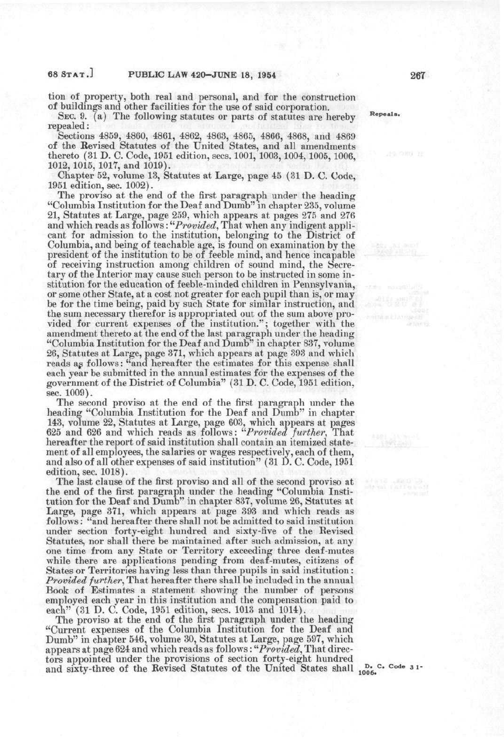tion of property, both real and personal, and for the construction of buildings and other facilities for the use of said corporation.

Repeals.

SEC. 9. (a) The following statutes or parts of statutes are hereby repealed:

Sections 4859, 4860, 4861, 4862, 4863, 4865, 4866, 4868, and 4869 of the Revised Statutes of the United States, and all amendments thereto (31 D. C. Code, 1951 edition, secs. 1001, 1003, 1004, 1005, 1006, 1012, 1015, 1017, and 1019).

Chapter 52, volume 13, Statutes at Large, page 45 (31 D. C. Code, 1951 edition, sec. 1002).

The proviso at the end of the first paragraph under the heading "Columbia Institution for the Deaf and Dumb" in chapter 235, volume 21, Statutes at Large, page 259, which appears at pages 275 and 276 and which reads as follows: "*Provided*, That when any indigent applicant for admission to the institution, belonging to the District of Columbia, and being of teachable age, is found on examination by the president of the institution to be of feeble mind, and hence incapable of receiving instruction among children of sound mind, the Secretary of the Interior may cause such person to be instructed in some institution for the education of feeble-minded children in Pennsylvania, or some other State, at a cost not greater for each pupil than is, or may be for the time being, paid by such State for similar instruction, and the sum necessary therefor is appropriated out of the sum above provided for current expenses of the institution."; together with the amendment thereto at the end of the last paragraph under the heading "Columbia Institution for the Deaf and Dumb" in chapter 837, volume 26, Statutes at Large, page 371, which appears at page 393 and which reads as follows: "and hereafter the estimates for this expense shall each year be submitted in the annual estimates for the expenses of the government of the District of Columbia" (31 D. C. Code, 1951 edition, sec. 1009).

The second proviso at the end of the first paragraph under the heading "Columbia Institution for the Deaf and Dumb" in chapter 143, volume 22, Statutes at Large, page 603, which appears at pages 625 and 626 and which reads as follows: "*Provided further*, That hereafter the report of said institution shall contain an itemized statement of all employees, the salaries or wages respectively, each of them, and also of all other expenses of said institution" (31 D. C. Code, 1951 edition, sec. 1018).

The last clause of the first proviso and all of the second proviso at the end of the first paragraph under the heading "Columbia Institution for the Deaf and Dumb" in chapter 837, volume 26, Statutes at Large, page 371, which appears at page 393 and which reads as follows: "and hereafter there shall not be admitted to said institution under section forty-eight hundred and sixty-five of the Revised Statutes, nor shall there be maintained after such admission, at any one time from any State or Territory exceeding three deaf-mutes while there are applications pending from deaf-mutes, citizens of States or Territories having less than three pupils in said institution: *Provided further*, That hereafter there shall be included in the annual Book of Estimates a statement showing the number of persons employed each year in this institution and the compensation paid to each" (31 D. C. Code, 1951 edition, secs. 1013 and 1014).

The proviso at the end of the first paragraph under the heading "Current expenses of the Columbia Institution for the Deaf and Dumb" in chapter 546, volume 30, Statutes at Large, page 597, which appears at page 624 and which reads as follows: "*Provided*, That directors appointed under the provisions of section forty-eight hundred and sixty-three of the Revised Statutes of the United States shall

D. C. Code 31-1006.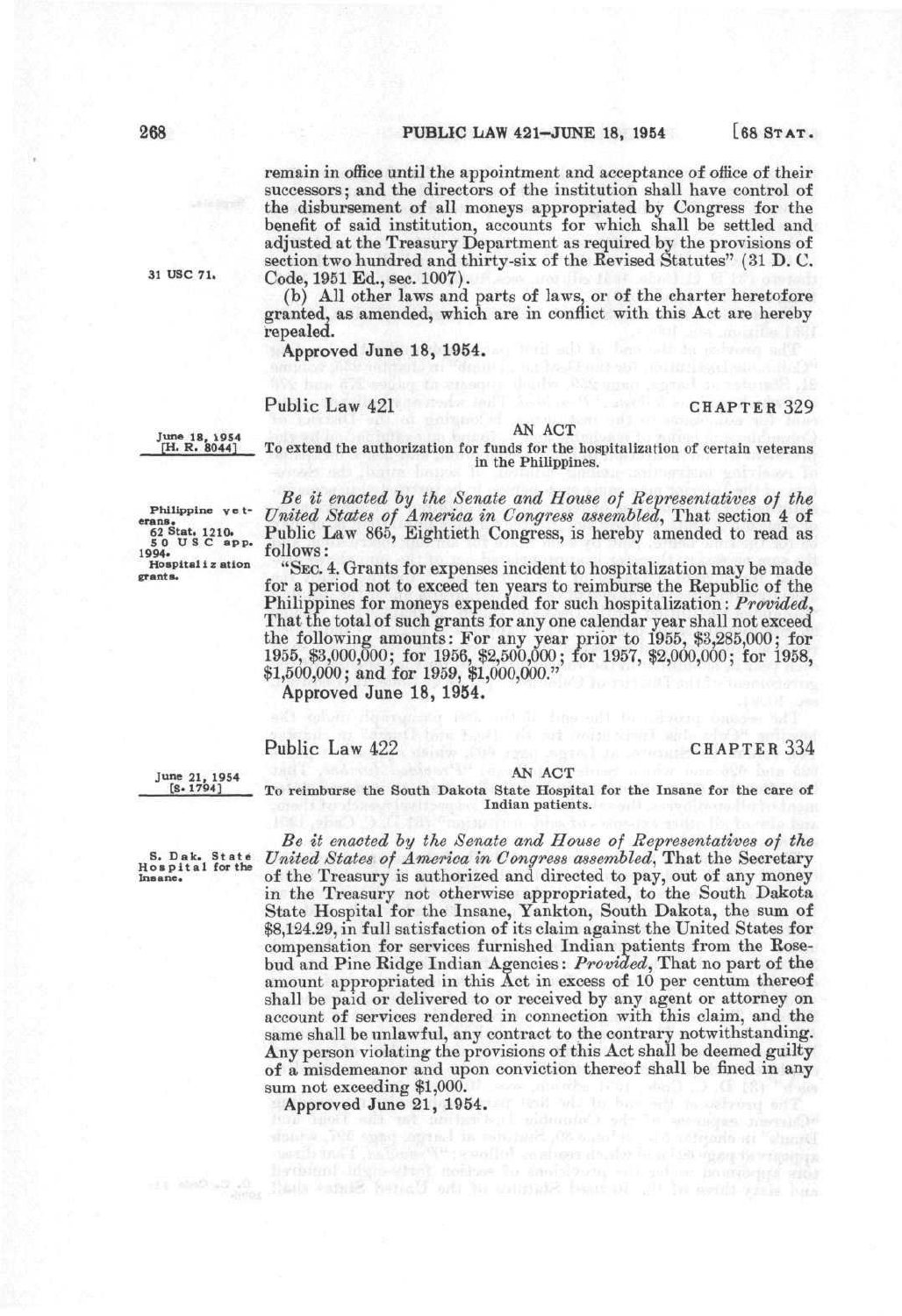remain in office until the appointment and acceptance of office of their successors; and the directors of the institution shall have control of the disbursement of all moneys appropriated by Congress for the benefit of said institution, accounts for which shall be settled and adjusted at the Treasury Department as required by the provisions of section two hundred and thirty-six of the Revised Statutes" (31 D. C. Code, 1951 Ed., sec. 1007).

31 USC 71.

(b) All other laws and parts of laws, or of the charter heretofore granted, as amended, which are in conflict with this Act are hereby repealed.

Approved June 18, 1954.

## Public Law 421 — CHAPTER 329

June 18, 1954
[H. R. 8044]

AN ACT

To extend the authorization for funds for the hospitalization of certain veterans in the Philippines.

Philippine veterans.
62 Stat. 1210.
50 USC app. 1994.
Hospitalization grants.

*Be it enacted by the Senate and House of Representatives of the United States of America in Congress assembled*, That section 4 of Public Law 865, Eightieth Congress, is hereby amended to read as follows:

"SEC. 4. Grants for expenses incident to hospitalization may be made for a period not to exceed ten years to reimburse the Republic of the Philippines for moneys expended for such hospitalization: *Provided*, That the total of such grants for any one calendar year shall not exceed the following amounts: For any year prior to 1955, $3,285,000; for 1955, $3,000,000; for 1956, $2,500,000; for 1957, $2,000,000; for 1958, $1,500,000; and for 1959, $1,000,000."

Approved June 18, 1954.

## Public Law 422 — CHAPTER 334

June 21, 1954
[S. 1794]

AN ACT

To reimburse the South Dakota State Hospital for the Insane for the care of Indian patients.

S. Dak. State Hospital for the Insane.

*Be it enacted by the Senate and House of Representatives of the United States of America in Congress assembled*, That the Secretary of the Treasury is authorized and directed to pay, out of any money in the Treasury not otherwise appropriated, to the South Dakota State Hospital for the Insane, Yankton, South Dakota, the sum of $8,124.29, in full satisfaction of its claim against the United States for compensation for services furnished Indian patients from the Rosebud and Pine Ridge Indian Agencies: *Provided*, That no part of the amount appropriated in this Act in excess of 10 per centum thereof shall be paid or delivered to or received by any agent or attorney on account of services rendered in connection with this claim, and the same shall be unlawful, any contract to the contrary notwithstanding. Any person violating the provisions of this Act shall be deemed guilty of a misdemeanor and upon conviction thereof shall be fined in any sum not exceeding $1,000.

Approved June 21, 1954.